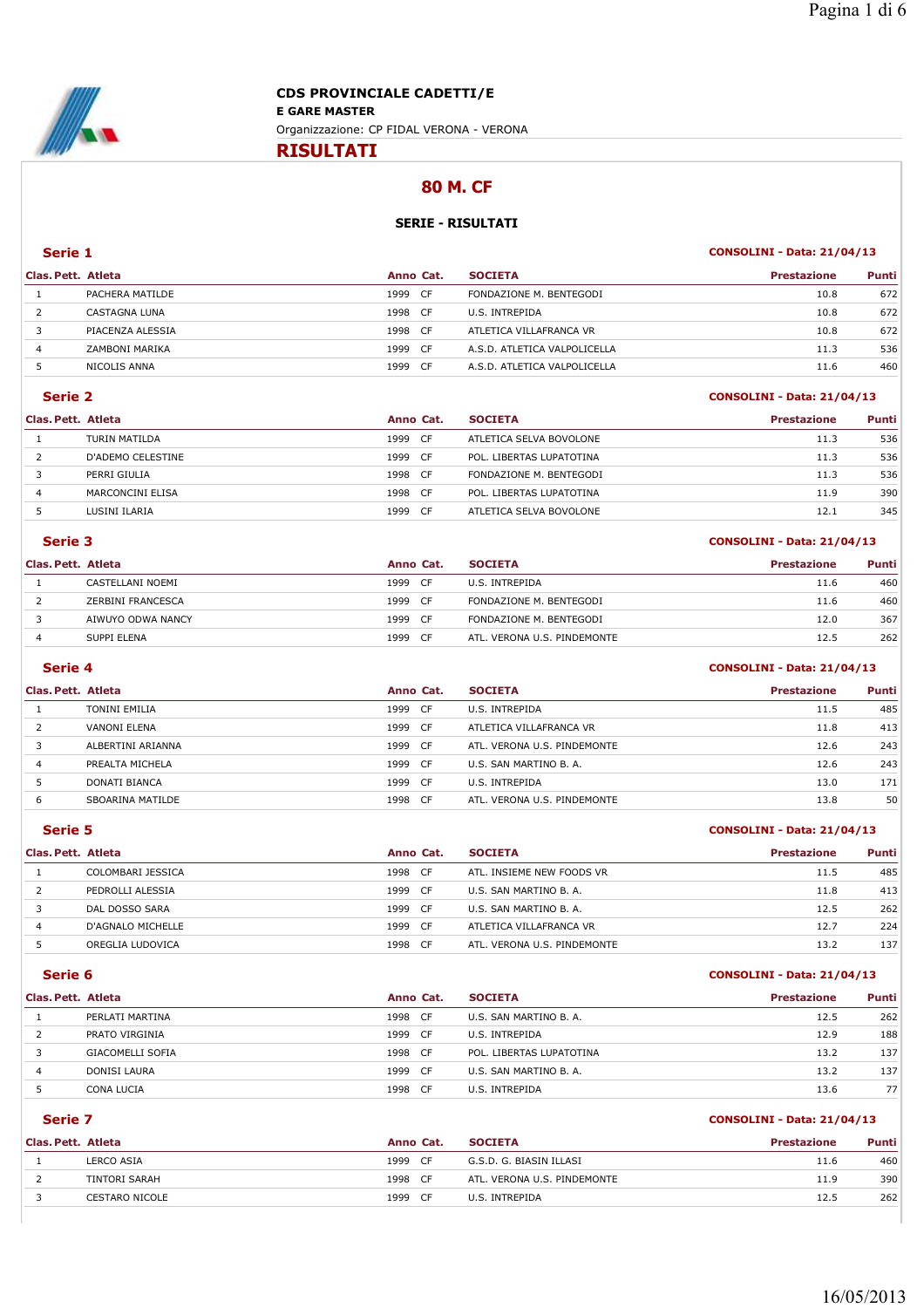**CDS PROVINCIALE CADETTI/E**

**E GARE MASTER**

Organizzazione: CP FIDAL VERONA - VERONA

# RISULTATI

## 80 M. CF

### SERIE - RISULTATI

**Serie 1** — CONSOLINI - Data: 21/04/13

| Clas. | Pett. | Atleta | Anno | Cat. | SOCIETA | Prestazione | Punti |
|---|---|---|---|---|---|---|---|
| 1 | | PACHERA MATILDE | 1999 | CF | FONDAZIONE M. BENTEGODI | 10.8 | 672 |
| 2 | | CASTAGNA LUNA | 1998 | CF | U.S. INTREPIDA | 10.8 | 672 |
| 3 | | PIACENZA ALESSIA | 1998 | CF | ATLETICA VILLAFRANCA VR | 10.8 | 672 |
| 4 | | ZAMBONI MARIKA | 1999 | CF | A.S.D. ATLETICA VALPOLICELLA | 11.3 | 536 |
| 5 | | NICOLIS ANNA | 1999 | CF | A.S.D. ATLETICA VALPOLICELLA | 11.6 | 460 |

**Serie 2** — CONSOLINI - Data: 21/04/13

| Clas. | Pett. | Atleta | Anno | Cat. | SOCIETA | Prestazione | Punti |
|---|---|---|---|---|---|---|---|
| 1 | | TURIN MATILDA | 1999 | CF | ATLETICA SELVA BOVOLONE | 11.3 | 536 |
| 2 | | D'ADEMO CELESTINE | 1999 | CF | POL. LIBERTAS LUPATOTINA | 11.3 | 536 |
| 3 | | PERRI GIULIA | 1998 | CF | FONDAZIONE M. BENTEGODI | 11.3 | 536 |
| 4 | | MARCONCINI ELISA | 1998 | CF | POL. LIBERTAS LUPATOTINA | 11.9 | 390 |
| 5 | | LUSINI ILARIA | 1999 | CF | ATLETICA SELVA BOVOLONE | 12.1 | 345 |

**Serie 3** — CONSOLINI - Data: 21/04/13

| Clas. | Pett. | Atleta | Anno | Cat. | SOCIETA | Prestazione | Punti |
|---|---|---|---|---|---|---|---|
| 1 | | CASTELLANI NOEMI | 1999 | CF | U.S. INTREPIDA | 11.6 | 460 |
| 2 | | ZERBINI FRANCESCA | 1999 | CF | FONDAZIONE M. BENTEGODI | 11.6 | 460 |
| 3 | | AIWUYO ODWA NANCY | 1999 | CF | FONDAZIONE M. BENTEGODI | 12.0 | 367 |
| 4 | | SUPPI ELENA | 1999 | CF | ATL. VERONA U.S. PINDEMONTE | 12.5 | 262 |

**Serie 4** — CONSOLINI - Data: 21/04/13

| Clas. | Pett. | Atleta | Anno | Cat. | SOCIETA | Prestazione | Punti |
|---|---|---|---|---|---|---|---|
| 1 | | TONINI EMILIA | 1999 | CF | U.S. INTREPIDA | 11.5 | 485 |
| 2 | | VANONI ELENA | 1999 | CF | ATLETICA VILLAFRANCA VR | 11.8 | 413 |
| 3 | | ALBERTINI ARIANNA | 1999 | CF | ATL. VERONA U.S. PINDEMONTE | 12.6 | 243 |
| 4 | | PREALTA MICHELA | 1999 | CF | U.S. SAN MARTINO B. A. | 12.6 | 243 |
| 5 | | DONATI BIANCA | 1999 | CF | U.S. INTREPIDA | 13.0 | 171 |
| 6 | | SBOARINA MATILDE | 1998 | CF | ATL. VERONA U.S. PINDEMONTE | 13.8 | 50 |

**Serie 5** — CONSOLINI - Data: 21/04/13

| Clas. | Pett. | Atleta | Anno | Cat. | SOCIETA | Prestazione | Punti |
|---|---|---|---|---|---|---|---|
| 1 | | COLOMBARI JESSICA | 1998 | CF | ATL. INSIEME NEW FOODS VR | 11.5 | 485 |
| 2 | | PEDROLLI ALESSIA | 1999 | CF | U.S. SAN MARTINO B. A. | 11.8 | 413 |
| 3 | | DAL DOSSO SARA | 1999 | CF | U.S. SAN MARTINO B. A. | 12.5 | 262 |
| 4 | | D'AGNALO MICHELLE | 1999 | CF | ATLETICA VILLAFRANCA VR | 12.7 | 224 |
| 5 | | OREGLIA LUDOVICA | 1998 | CF | ATL. VERONA U.S. PINDEMONTE | 13.2 | 137 |

**Serie 6** — CONSOLINI - Data: 21/04/13

| Clas. | Pett. | Atleta | Anno | Cat. | SOCIETA | Prestazione | Punti |
|---|---|---|---|---|---|---|---|
| 1 | | PERLATI MARTINA | 1998 | CF | U.S. SAN MARTINO B. A. | 12.5 | 262 |
| 2 | | PRATO VIRGINIA | 1999 | CF | U.S. INTREPIDA | 12.9 | 188 |
| 3 | | GIACOMELLI SOFIA | 1998 | CF | POL. LIBERTAS LUPATOTINA | 13.2 | 137 |
| 4 | | DONISI LAURA | 1999 | CF | U.S. SAN MARTINO B. A. | 13.2 | 137 |
| 5 | | CONA LUCIA | 1998 | CF | U.S. INTREPIDA | 13.6 | 77 |

**Serie 7** — CONSOLINI - Data: 21/04/13

| Clas. | Pett. | Atleta | Anno | Cat. | SOCIETA | Prestazione | Punti |
|---|---|---|---|---|---|---|---|
| 1 | | LERCO ASIA | 1999 | CF | G.S.D. G. BIASIN ILLASI | 11.6 | 460 |
| 2 | | TINTORI SARAH | 1998 | CF | ATL. VERONA U.S. PINDEMONTE | 11.9 | 390 |
| 3 | | CESTARO NICOLE | 1999 | CF | U.S. INTREPIDA | 12.5 | 262 |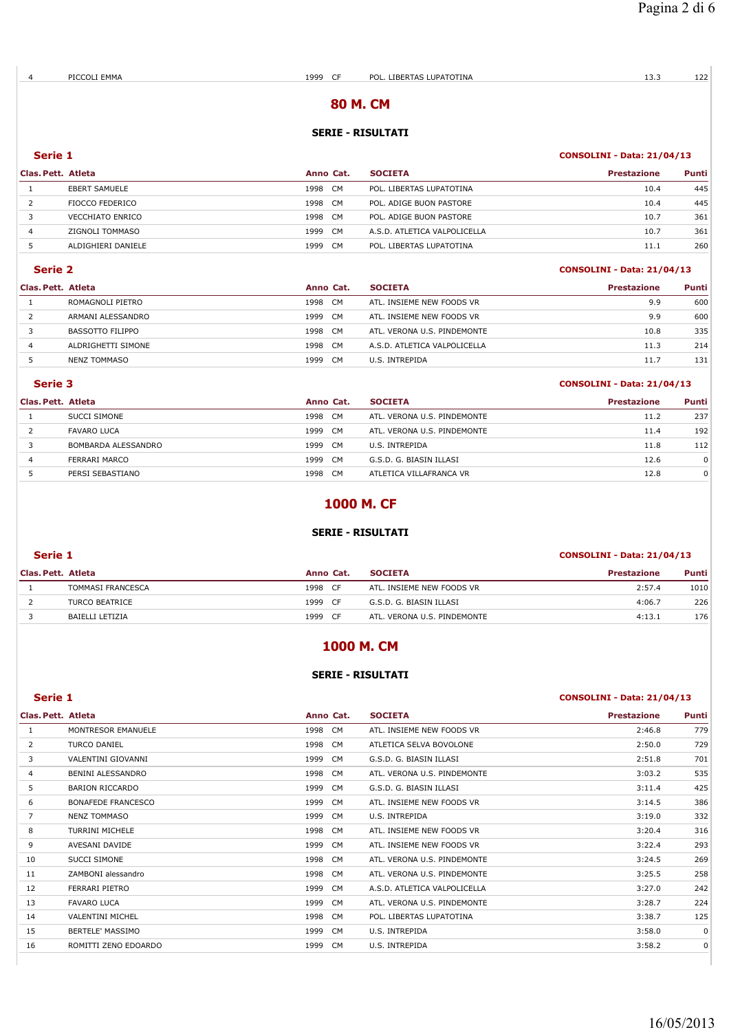| | | | | | | |
|---|---|---|---|---|---|---|
| 4 | PICCOLI EMMA | 1999 | CF | POL. LIBERTAS LUPATOTINA | 13.3 | 122 |

# 80 M. CM

### SERIE - RISULTATI

**Serie 1** — **CONSOLINI - Data: 21/04/13**

| Clas. | Pett. | Atleta | Anno | Cat. | SOCIETA | Prestazione | Punti |
|---|---|---|---|---|---|---|---|
| 1 | | EBERT SAMUELE | 1998 | CM | POL. LIBERTAS LUPATOTINA | 10.4 | 445 |
| 2 | | FIOCCO FEDERICO | 1998 | CM | POL. ADIGE BUON PASTORE | 10.4 | 445 |
| 3 | | VECCHIATO ENRICO | 1998 | CM | POL. ADIGE BUON PASTORE | 10.7 | 361 |
| 4 | | ZIGNOLI TOMMASO | 1999 | CM | A.S.D. ATLETICA VALPOLICELLA | 10.7 | 361 |
| 5 | | ALDIGHIERI DANIELE | 1999 | CM | POL. LIBERTAS LUPATOTINA | 11.1 | 260 |

**Serie 2** — **CONSOLINI - Data: 21/04/13**

| Clas. | Pett. | Atleta | Anno | Cat. | SOCIETA | Prestazione | Punti |
|---|---|---|---|---|---|---|---|
| 1 | | ROMAGNOLI PIETRO | 1998 | CM | ATL. INSIEME NEW FOODS VR | 9.9 | 600 |
| 2 | | ARMANI ALESSANDRO | 1999 | CM | ATL. INSIEME NEW FOODS VR | 9.9 | 600 |
| 3 | | BASSOTTO FILIPPO | 1998 | CM | ATL. VERONA U.S. PINDEMONTE | 10.8 | 335 |
| 4 | | ALDRIGHETTI SIMONE | 1998 | CM | A.S.D. ATLETICA VALPOLICELLA | 11.3 | 214 |
| 5 | | NENZ TOMMASO | 1999 | CM | U.S. INTREPIDA | 11.7 | 131 |

**Serie 3** — **CONSOLINI - Data: 21/04/13**

| Clas. | Pett. | Atleta | Anno | Cat. | SOCIETA | Prestazione | Punti |
|---|---|---|---|---|---|---|---|
| 1 | | SUCCI SIMONE | 1998 | CM | ATL. VERONA U.S. PINDEMONTE | 11.2 | 237 |
| 2 | | FAVARO LUCA | 1999 | CM | ATL. VERONA U.S. PINDEMONTE | 11.4 | 192 |
| 3 | | BOMBARDA ALESSANDRO | 1999 | CM | U.S. INTREPIDA | 11.8 | 112 |
| 4 | | FERRARI MARCO | 1999 | CM | G.S.D. G. BIASIN ILLASI | 12.6 | 0 |
| 5 | | PERSI SEBASTIANO | 1998 | CM | ATLETICA VILLAFRANCA VR | 12.8 | 0 |

# 1000 M. CF

### SERIE - RISULTATI

**Serie 1** — **CONSOLINI - Data: 21/04/13**

| Clas. | Pett. | Atleta | Anno | Cat. | SOCIETA | Prestazione | Punti |
|---|---|---|---|---|---|---|---|
| 1 | | TOMMASI FRANCESCA | 1998 | CF | ATL. INSIEME NEW FOODS VR | 2:57.4 | 1010 |
| 2 | | TURCO BEATRICE | 1999 | CF | G.S.D. G. BIASIN ILLASI | 4:06.7 | 226 |
| 3 | | BAIELLI LETIZIA | 1999 | CF | ATL. VERONA U.S. PINDEMONTE | 4:13.1 | 176 |

# 1000 M. CM

### SERIE - RISULTATI

**Serie 1** — **CONSOLINI - Data: 21/04/13**

| Clas. | Pett. | Atleta | Anno | Cat. | SOCIETA | Prestazione | Punti |
|---|---|---|---|---|---|---|---|
| 1 | | MONTRESOR EMANUELE | 1998 | CM | ATL. INSIEME NEW FOODS VR | 2:46.8 | 779 |
| 2 | | TURCO DANIEL | 1998 | CM | ATLETICA SELVA BOVOLONE | 2:50.0 | 729 |
| 3 | | VALENTINI GIOVANNI | 1999 | CM | G.S.D. G. BIASIN ILLASI | 2:51.8 | 701 |
| 4 | | BENINI ALESSANDRO | 1998 | CM | ATL. VERONA U.S. PINDEMONTE | 3:03.2 | 535 |
| 5 | | BARION RICCARDO | 1999 | CM | G.S.D. G. BIASIN ILLASI | 3:11.4 | 425 |
| 6 | | BONAFEDE FRANCESCO | 1999 | CM | ATL. INSIEME NEW FOODS VR | 3:14.5 | 386 |
| 7 | | NENZ TOMMASO | 1999 | CM | U.S. INTREPIDA | 3:19.0 | 332 |
| 8 | | TURRINI MICHELE | 1998 | CM | ATL. INSIEME NEW FOODS VR | 3:20.4 | 316 |
| 9 | | AVESANI DAVIDE | 1999 | CM | ATL. INSIEME NEW FOODS VR | 3:22.4 | 293 |
| 10 | | SUCCI SIMONE | 1998 | CM | ATL. VERONA U.S. PINDEMONTE | 3:24.5 | 269 |
| 11 | | ZAMBONI alessandro | 1998 | CM | ATL. VERONA U.S. PINDEMONTE | 3:25.5 | 258 |
| 12 | | FERRARI PIETRO | 1999 | CM | A.S.D. ATLETICA VALPOLICELLA | 3:27.0 | 242 |
| 13 | | FAVARO LUCA | 1999 | CM | ATL. VERONA U.S. PINDEMONTE | 3:28.7 | 224 |
| 14 | | VALENTINI MICHEL | 1998 | CM | POL. LIBERTAS LUPATOTINA | 3:38.7 | 125 |
| 15 | | BERTELE' MASSIMO | 1999 | CM | U.S. INTREPIDA | 3:58.0 | 0 |
| 16 | | ROMITTI ZENO EDOARDO | 1999 | CM | U.S. INTREPIDA | 3:58.2 | 0 |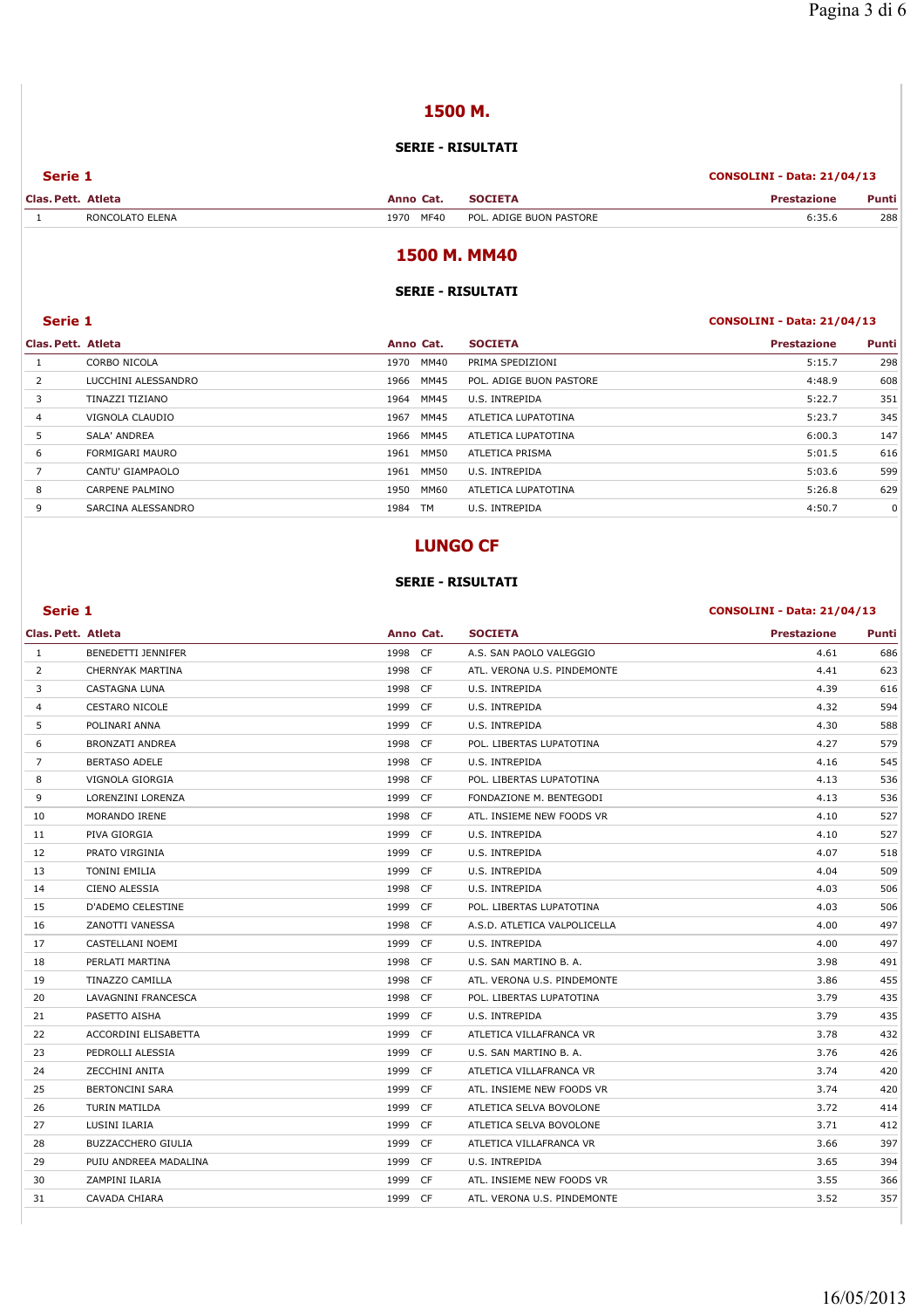# 1500 M.

### SERIE - RISULTATI

**Serie 1** — **CONSOLINI - Data: 21/04/13**

| Clas. | Pett. | Atleta | Anno | Cat. | SOCIETA | Prestazione | Punti |
|---|---|---|---|---|---|---|---|
| 1 | | RONCOLATO ELENA | 1970 | MF40 | POL. ADIGE BUON PASTORE | 6:35.6 | 288 |

# 1500 M. MM40

### SERIE - RISULTATI

**Serie 1** — **CONSOLINI - Data: 21/04/13**

| Clas. | Pett. | Atleta | Anno | Cat. | SOCIETA | Prestazione | Punti |
|---|---|---|---|---|---|---|---|
| 1 | | CORBO NICOLA | 1970 | MM40 | PRIMA SPEDIZIONI | 5:15.7 | 298 |
| 2 | | LUCCHINI ALESSANDRO | 1966 | MM45 | POL. ADIGE BUON PASTORE | 4:48.9 | 608 |
| 3 | | TINAZZI TIZIANO | 1964 | MM45 | U.S. INTREPIDA | 5:22.7 | 351 |
| 4 | | VIGNOLA CLAUDIO | 1967 | MM45 | ATLETICA LUPATOTINA | 5:23.7 | 345 |
| 5 | | SALA' ANDREA | 1966 | MM45 | ATLETICA LUPATOTINA | 6:00.3 | 147 |
| 6 | | FORMIGARI MAURO | 1961 | MM50 | ATLETICA PRISMA | 5:01.5 | 616 |
| 7 | | CANTU' GIAMPAOLO | 1961 | MM50 | U.S. INTREPIDA | 5:03.6 | 599 |
| 8 | | CARPENE PALMINO | 1950 | MM60 | ATLETICA LUPATOTINA | 5:26.8 | 629 |
| 9 | | SARCINA ALESSANDRO | 1984 | TM | U.S. INTREPIDA | 4:50.7 | 0 |

# LUNGO CF

### SERIE - RISULTATI

**Serie 1** — **CONSOLINI - Data: 21/04/13**

| Clas. | Pett. | Atleta | Anno | Cat. | SOCIETA | Prestazione | Punti |
|---|---|---|---|---|---|---|---|
| 1 | | BENEDETTI JENNIFER | 1998 | CF | A.S. SAN PAOLO VALEGGIO | 4.61 | 686 |
| 2 | | CHERNYAK MARTINA | 1998 | CF | ATL. VERONA U.S. PINDEMONTE | 4.41 | 623 |
| 3 | | CASTAGNA LUNA | 1998 | CF | U.S. INTREPIDA | 4.39 | 616 |
| 4 | | CESTARO NICOLE | 1999 | CF | U.S. INTREPIDA | 4.32 | 594 |
| 5 | | POLINARI ANNA | 1999 | CF | U.S. INTREPIDA | 4.30 | 588 |
| 6 | | BRONZATI ANDREA | 1998 | CF | POL. LIBERTAS LUPATOTINA | 4.27 | 579 |
| 7 | | BERTASO ADELE | 1998 | CF | U.S. INTREPIDA | 4.16 | 545 |
| 8 | | VIGNOLA GIORGIA | 1998 | CF | POL. LIBERTAS LUPATOTINA | 4.13 | 536 |
| 9 | | LORENZINI LORENZA | 1999 | CF | FONDAZIONE M. BENTEGODI | 4.13 | 536 |
| 10 | | MORANDO IRENE | 1998 | CF | ATL. INSIEME NEW FOODS VR | 4.10 | 527 |
| 11 | | PIVA GIORGIA | 1999 | CF | U.S. INTREPIDA | 4.10 | 527 |
| 12 | | PRATO VIRGINIA | 1999 | CF | U.S. INTREPIDA | 4.07 | 518 |
| 13 | | TONINI EMILIA | 1999 | CF | U.S. INTREPIDA | 4.04 | 509 |
| 14 | | CIENO ALESSIA | 1998 | CF | U.S. INTREPIDA | 4.03 | 506 |
| 15 | | D'ADEMO CELESTINE | 1999 | CF | POL. LIBERTAS LUPATOTINA | 4.03 | 506 |
| 16 | | ZANOTTI VANESSA | 1998 | CF | A.S.D. ATLETICA VALPOLICELLA | 4.00 | 497 |
| 17 | | CASTELLANI NOEMI | 1999 | CF | U.S. INTREPIDA | 4.00 | 497 |
| 18 | | PERLATI MARTINA | 1998 | CF | U.S. SAN MARTINO B. A. | 3.98 | 491 |
| 19 | | TINAZZO CAMILLA | 1998 | CF | ATL. VERONA U.S. PINDEMONTE | 3.86 | 455 |
| 20 | | LAVAGNINI FRANCESCA | 1998 | CF | POL. LIBERTAS LUPATOTINA | 3.79 | 435 |
| 21 | | PASETTO AISHA | 1999 | CF | U.S. INTREPIDA | 3.79 | 435 |
| 22 | | ACCORDINI ELISABETTA | 1999 | CF | ATLETICA VILLAFRANCA VR | 3.78 | 432 |
| 23 | | PEDROLLI ALESSIA | 1999 | CF | U.S. SAN MARTINO B. A. | 3.76 | 426 |
| 24 | | ZECCHINI ANITA | 1999 | CF | ATLETICA VILLAFRANCA VR | 3.74 | 420 |
| 25 | | BERTONCINI SARA | 1999 | CF | ATL. INSIEME NEW FOODS VR | 3.74 | 420 |
| 26 | | TURIN MATILDA | 1999 | CF | ATLETICA SELVA BOVOLONE | 3.72 | 414 |
| 27 | | LUSINI ILARIA | 1999 | CF | ATLETICA SELVA BOVOLONE | 3.71 | 412 |
| 28 | | BUZZACCHERO GIULIA | 1999 | CF | ATLETICA VILLAFRANCA VR | 3.66 | 397 |
| 29 | | PUIU ANDREEA MADALINA | 1999 | CF | U.S. INTREPIDA | 3.65 | 394 |
| 30 | | ZAMPINI ILARIA | 1999 | CF | ATL. INSIEME NEW FOODS VR | 3.55 | 366 |
| 31 | | CAVADA CHIARA | 1999 | CF | ATL. VERONA U.S. PINDEMONTE | 3.52 | 357 |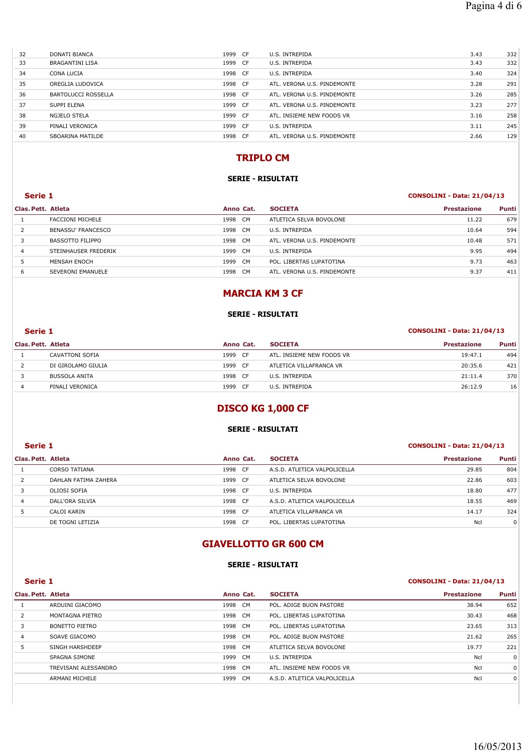| Clas. | Pett. | Atleta | Anno | Cat. | SOCIETA | Prestazione | Punti |
|---|---|---|---|---|---|---|---|
| 32 | | DONATI BIANCA | 1999 | CF | U.S. INTREPIDA | 3.43 | 332 |
| 33 | | BRAGANTINI LISA | 1999 | CF | U.S. INTREPIDA | 3.43 | 332 |
| 34 | | CONA LUCIA | 1998 | CF | U.S. INTREPIDA | 3.40 | 324 |
| 35 | | OREGLIA LUDOVICA | 1998 | CF | ATL. VERONA U.S. PINDEMONTE | 3.28 | 291 |
| 36 | | BARTOLUCCI ROSSELLA | 1998 | CF | ATL. VERONA U.S. PINDEMONTE | 3.26 | 285 |
| 37 | | SUPPI ELENA | 1999 | CF | ATL. VERONA U.S. PINDEMONTE | 3.23 | 277 |
| 38 | | NGJELO STELA | 1999 | CF | ATL. INSIEME NEW FOODS VR | 3.16 | 258 |
| 39 | | PINALI VERONICA | 1999 | CF | U.S. INTREPIDA | 3.11 | 245 |
| 40 | | SBOARINA MATILDE | 1998 | CF | ATL. VERONA U.S. PINDEMONTE | 2.66 | 129 |

## TRIPLO CM

### SERIE - RISULTATI

**Serie 1** — **CONSOLINI - Data: 21/04/13**

| Clas. | Pett. | Atleta | Anno | Cat. | SOCIETA | Prestazione | Punti |
|---|---|---|---|---|---|---|---|
| 1 | | FACCIONI MICHELE | 1998 | CM | ATLETICA SELVA BOVOLONE | 11.22 | 679 |
| 2 | | BENASSU' FRANCESCO | 1998 | CM | U.S. INTREPIDA | 10.64 | 594 |
| 3 | | BASSOTTO FILIPPO | 1998 | CM | ATL. VERONA U.S. PINDEMONTE | 10.48 | 571 |
| 4 | | STEINHAUSER FREDERIK | 1999 | CM | U.S. INTREPIDA | 9.95 | 494 |
| 5 | | MENSAH ENOCH | 1999 | CM | POL. LIBERTAS LUPATOTINA | 9.73 | 463 |
| 6 | | SEVERONI EMANUELE | 1998 | CM | ATL. VERONA U.S. PINDEMONTE | 9.37 | 411 |

## MARCIA KM 3 CF

### SERIE - RISULTATI

**Serie 1** — **CONSOLINI - Data: 21/04/13**

| Clas. | Pett. | Atleta | Anno | Cat. | SOCIETA | Prestazione | Punti |
|---|---|---|---|---|---|---|---|
| 1 | | CAVATTONI SOFIA | 1999 | CF | ATL. INSIEME NEW FOODS VR | 19:47.1 | 494 |
| 2 | | DI GIROLAMO GIULIA | 1999 | CF | ATLETICA VILLAFRANCA VR | 20:35.6 | 421 |
| 3 | | BUSSOLA ANITA | 1998 | CF | U.S. INTREPIDA | 21:11.4 | 370 |
| 4 | | PINALI VERONICA | 1999 | CF | U.S. INTREPIDA | 26:12.9 | 16 |

## DISCO KG 1,000 CF

### SERIE - RISULTATI

**Serie 1** — **CONSOLINI - Data: 21/04/13**

| Clas. | Pett. | Atleta | Anno | Cat. | SOCIETA | Prestazione | Punti |
|---|---|---|---|---|---|---|---|
| 1 | | CORSO TATIANA | 1998 | CF | A.S.D. ATLETICA VALPOLICELLA | 29.85 | 804 |
| 2 | | DAHLAN FATIMA ZAHERA | 1999 | CF | ATLETICA SELVA BOVOLONE | 22.86 | 603 |
| 3 | | OLIOSI SOFIA | 1998 | CF | U.S. INTREPIDA | 18.80 | 477 |
| 4 | | DALL'ORA SILVIA | 1998 | CF | A.S.D. ATLETICA VALPOLICELLA | 18.55 | 469 |
| 5 | | CALOI KARIN | 1998 | CF | ATLETICA VILLAFRANCA VR | 14.17 | 324 |
| | | DE TOGNI LETIZIA | 1998 | CF | POL. LIBERTAS LUPATOTINA | Ncl | 0 |

## GIAVELLOTTO GR 600 CM

### SERIE - RISULTATI

**Serie 1** — **CONSOLINI - Data: 21/04/13**

| Clas. | Pett. | Atleta | Anno | Cat. | SOCIETA | Prestazione | Punti |
|---|---|---|---|---|---|---|---|
| 1 | | ARDUINI GIACOMO | 1998 | CM | POL. ADIGE BUON PASTORE | 38.94 | 652 |
| 2 | | MONTAGNA PIETRO | 1998 | CM | POL. LIBERTAS LUPATOTINA | 30.43 | 468 |
| 3 | | BONETTO PIETRO | 1998 | CM | POL. LIBERTAS LUPATOTINA | 23.65 | 313 |
| 4 | | SOAVE GIACOMO | 1998 | CM | POL. ADIGE BUON PASTORE | 21.62 | 265 |
| 5 | | SINGH HARSHDEEP | 1998 | CM | ATLETICA SELVA BOVOLONE | 19.77 | 221 |
| | | SPAGNA SIMONE | 1999 | CM | U.S. INTREPIDA | Ncl | 0 |
| | | TREVISANI ALESSANDRO | 1998 | CM | ATL. INSIEME NEW FOODS VR | Ncl | 0 |
| | | ARMANI MICHELE | 1999 | CM | A.S.D. ATLETICA VALPOLICELLA | Ncl | 0 |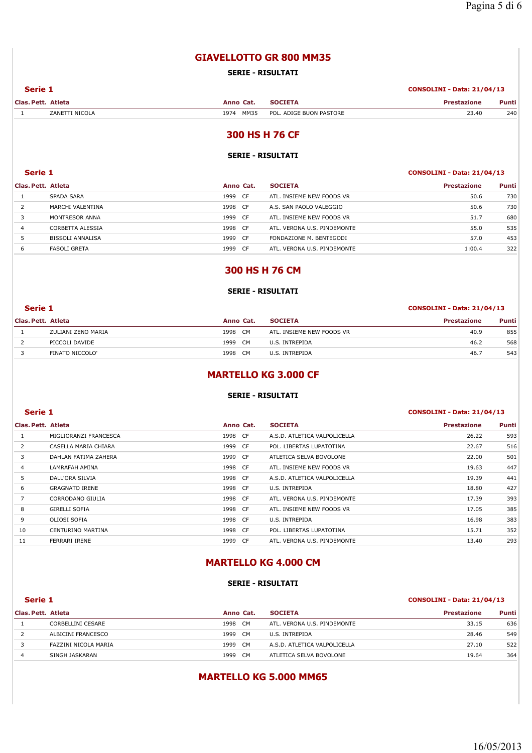## GIAVELLOTTO GR 800 MM35

**SERIE - RISULTATI**

**Serie 1** — **CONSOLINI - Data: 21/04/13**

| Clas. | Pett. | Atleta | Anno | Cat. | SOCIETA | Prestazione | Punti |
|---|---|---|---|---|---|---|---|
| 1 | | ZANETTI NICOLA | 1974 | MM35 | POL. ADIGE BUON PASTORE | 23.40 | 240 |

## 300 HS H 76 CF

**SERIE - RISULTATI**

**Serie 1** — **CONSOLINI - Data: 21/04/13**

| Clas. | Pett. | Atleta | Anno | Cat. | SOCIETA | Prestazione | Punti |
|---|---|---|---|---|---|---|---|
| 1 | | SPADA SARA | 1999 | CF | ATL. INSIEME NEW FOODS VR | 50.6 | 730 |
| 2 | | MARCHI VALENTINA | 1998 | CF | A.S. SAN PAOLO VALEGGIO | 50.6 | 730 |
| 3 | | MONTRESOR ANNA | 1999 | CF | ATL. INSIEME NEW FOODS VR | 51.7 | 680 |
| 4 | | CORBETTA ALESSIA | 1998 | CF | ATL. VERONA U.S. PINDEMONTE | 55.0 | 535 |
| 5 | | BISSOLI ANNALISA | 1999 | CF | FONDAZIONE M. BENTEGODI | 57.0 | 453 |
| 6 | | FASOLI GRETA | 1999 | CF | ATL. VERONA U.S. PINDEMONTE | 1:00.4 | 322 |

## 300 HS H 76 CM

**SERIE - RISULTATI**

**Serie 1** — **CONSOLINI - Data: 21/04/13**

| Clas. | Pett. | Atleta | Anno | Cat. | SOCIETA | Prestazione | Punti |
|---|---|---|---|---|---|---|---|
| 1 | | ZULIANI ZENO MARIA | 1998 | CM | ATL. INSIEME NEW FOODS VR | 40.9 | 855 |
| 2 | | PICCOLI DAVIDE | 1999 | CM | U.S. INTREPIDA | 46.2 | 568 |
| 3 | | FINATO NICCOLO' | 1998 | CM | U.S. INTREPIDA | 46.7 | 543 |

## MARTELLO KG 3.000 CF

**SERIE - RISULTATI**

**Serie 1** — **CONSOLINI - Data: 21/04/13**

| Clas. | Pett. | Atleta | Anno | Cat. | SOCIETA | Prestazione | Punti |
|---|---|---|---|---|---|---|---|
| 1 | | MIGLIORANZI FRANCESCA | 1998 | CF | A.S.D. ATLETICA VALPOLICELLA | 26.22 | 593 |
| 2 | | CASELLA MARIA CHIARA | 1999 | CF | POL. LIBERTAS LUPATOTINA | 22.67 | 516 |
| 3 | | DAHLAN FATIMA ZAHERA | 1999 | CF | ATLETICA SELVA BOVOLONE | 22.00 | 501 |
| 4 | | LAMRAFAH AMINA | 1998 | CF | ATL. INSIEME NEW FOODS VR | 19.63 | 447 |
| 5 | | DALL'ORA SILVIA | 1998 | CF | A.S.D. ATLETICA VALPOLICELLA | 19.39 | 441 |
| 6 | | GRAGNATO IRENE | 1998 | CF | U.S. INTREPIDA | 18.80 | 427 |
| 7 | | CORRODANO GIULIA | 1998 | CF | ATL. VERONA U.S. PINDEMONTE | 17.39 | 393 |
| 8 | | GIRELLI SOFIA | 1998 | CF | ATL. INSIEME NEW FOODS VR | 17.05 | 385 |
| 9 | | OLIOSI SOFIA | 1998 | CF | U.S. INTREPIDA | 16.98 | 383 |
| 10 | | CENTURINO MARTINA | 1998 | CF | POL. LIBERTAS LUPATOTINA | 15.71 | 352 |
| 11 | | FERRARI IRENE | 1999 | CF | ATL. VERONA U.S. PINDEMONTE | 13.40 | 293 |

## MARTELLO KG 4.000 CM

**SERIE - RISULTATI**

**Serie 1** — **CONSOLINI - Data: 21/04/13**

| Clas. | Pett. | Atleta | Anno | Cat. | SOCIETA | Prestazione | Punti |
|---|---|---|---|---|---|---|---|
| 1 | | CORBELLINI CESARE | 1998 | CM | ATL. VERONA U.S. PINDEMONTE | 33.15 | 636 |
| 2 | | ALBICINI FRANCESCO | 1999 | CM | U.S. INTREPIDA | 28.46 | 549 |
| 3 | | FAZZINI NICOLA MARIA | 1999 | CM | A.S.D. ATLETICA VALPOLICELLA | 27.10 | 522 |
| 4 | | SINGH JASKARAN | 1999 | CM | ATLETICA SELVA BOVOLONE | 19.64 | 364 |

## MARTELLO KG 5.000 MM65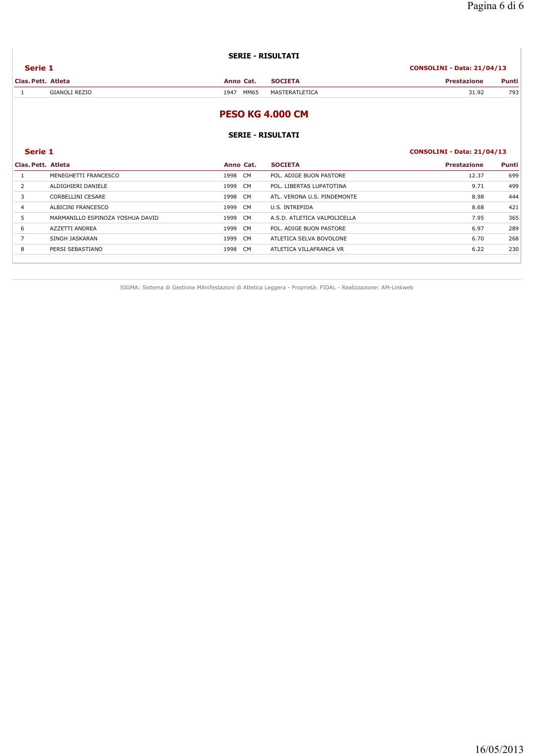### SERIE - RISULTATI

**Serie 1** — **CONSOLINI - Data: 21/04/13**

| Clas. | Pett. | Atleta | Anno | Cat. | SOCIETA | Prestazione | Punti |
|---|---|---|---|---|---|---|---|
| 1 | | GIANOLI REZIO | 1947 | MM65 | MASTERATLETICA | 31.92 | 793 |

## PESO KG 4.000 CM

### SERIE - RISULTATI

**Serie 1** — **CONSOLINI - Data: 21/04/13**

| Clas. | Pett. | Atleta | Anno | Cat. | SOCIETA | Prestazione | Punti |
|---|---|---|---|---|---|---|---|
| 1 | | MENEGHETTI FRANCESCO | 1998 | CM | POL. ADIGE BUON PASTORE | 12.37 | 699 |
| 2 | | ALDIGHIERI DANIELE | 1999 | CM | POL. LIBERTAS LUPATOTINA | 9.71 | 499 |
| 3 | | CORBELLINI CESARE | 1998 | CM | ATL. VERONA U.S. PINDEMONTE | 8.98 | 444 |
| 4 | | ALBICINI FRANCESCO | 1999 | CM | U.S. INTREPIDA | 8.68 | 421 |
| 5 | | MARMANILLO ESPINOZA YOSHUA DAVID | 1999 | CM | A.S.D. ATLETICA VALPOLICELLA | 7.95 | 365 |
| 6 | | AZZETTI ANDREA | 1999 | CM | POL. ADIGE BUON PASTORE | 6.97 | 289 |
| 7 | | SINGH JASKARAN | 1999 | CM | ATLETICA SELVA BOVOLONE | 6.70 | 268 |
| 8 | | PERSI SEBASTIANO | 1998 | CM | ATLETICA VILLAFRANCA VR | 6.22 | 230 |

SIGMA: Sistema di Gestione MAnifestazioni di Atletica Leggera - Proprietà: FIDAL - Realizzazione: AM-Linkweb